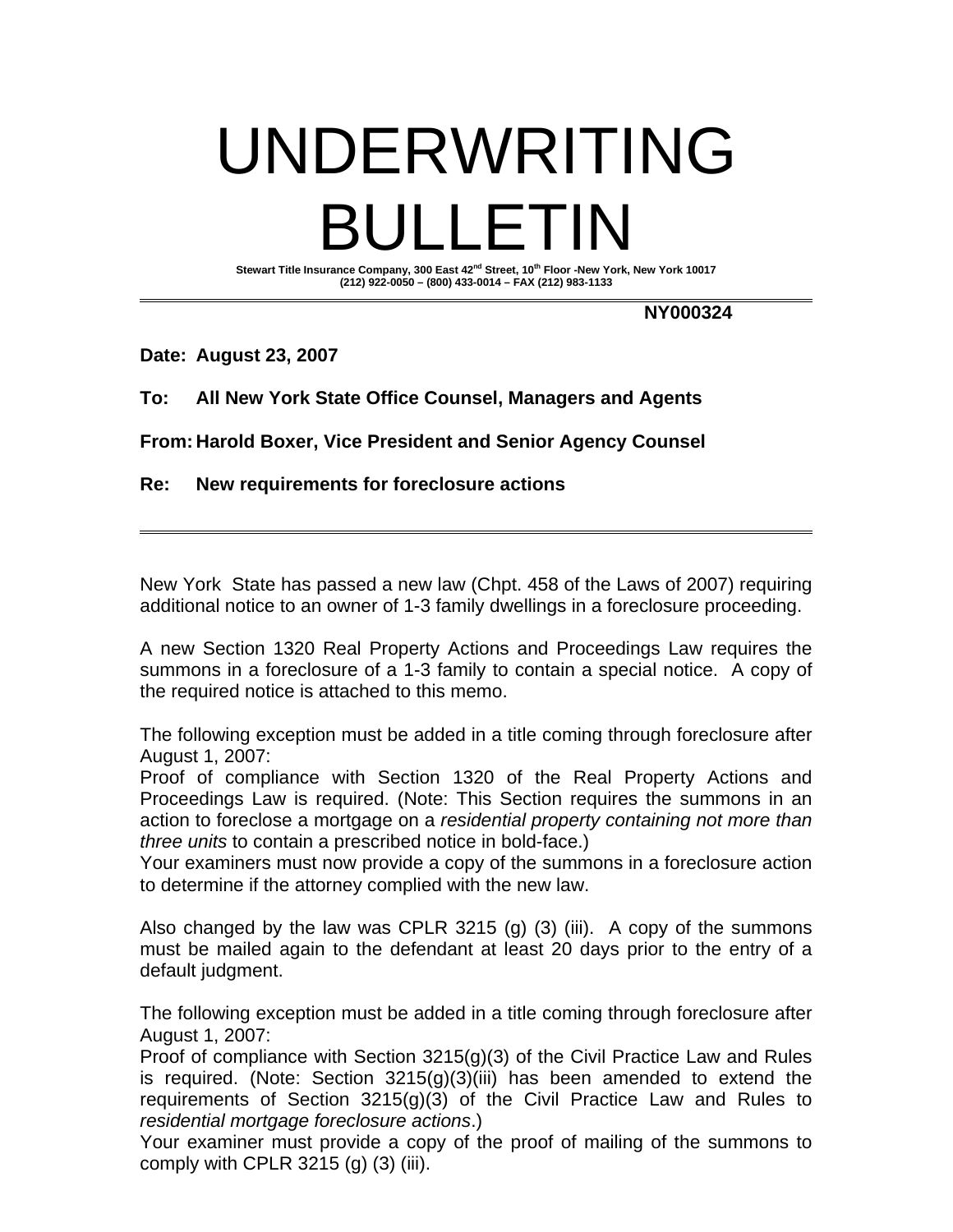# UNDERWRITING BULLETIN

**Stewart Title Insurance Company, 300 East 42nd Street, 10th Floor -New York, New York 10017**
**(212) 922-0050 – (800) 433-0014 – FAX (212) 983-1133**

---

**NY000324**

**Date: August 23, 2007**

**To: All New York State Office Counsel, Managers and Agents**

**From: Harold Boxer, Vice President and Senior Agency Counsel**

**Re: New requirements for foreclosure actions**

---

New York State has passed a new law (Chpt. 458 of the Laws of 2007) requiring additional notice to an owner of 1-3 family dwellings in a foreclosure proceeding.

A new Section 1320 Real Property Actions and Proceedings Law requires the summons in a foreclosure of a 1-3 family to contain a special notice. A copy of the required notice is attached to this memo.

The following exception must be added in a title coming through foreclosure after August 1, 2007:
Proof of compliance with Section 1320 of the Real Property Actions and Proceedings Law is required. (Note: This Section requires the summons in an action to foreclose a mortgage on a *residential property containing not more than three units* to contain a prescribed notice in bold-face.)
Your examiners must now provide a copy of the summons in a foreclosure action to determine if the attorney complied with the new law.

Also changed by the law was CPLR 3215 (g) (3) (iii). A copy of the summons must be mailed again to the defendant at least 20 days prior to the entry of a default judgment.

The following exception must be added in a title coming through foreclosure after August 1, 2007:
Proof of compliance with Section 3215(g)(3) of the Civil Practice Law and Rules is required. (Note: Section 3215(g)(3)(iii) has been amended to extend the requirements of Section 3215(g)(3) of the Civil Practice Law and Rules to *residential mortgage foreclosure actions*.)
Your examiner must provide a copy of the proof of mailing of the summons to comply with CPLR 3215 (g) (3) (iii).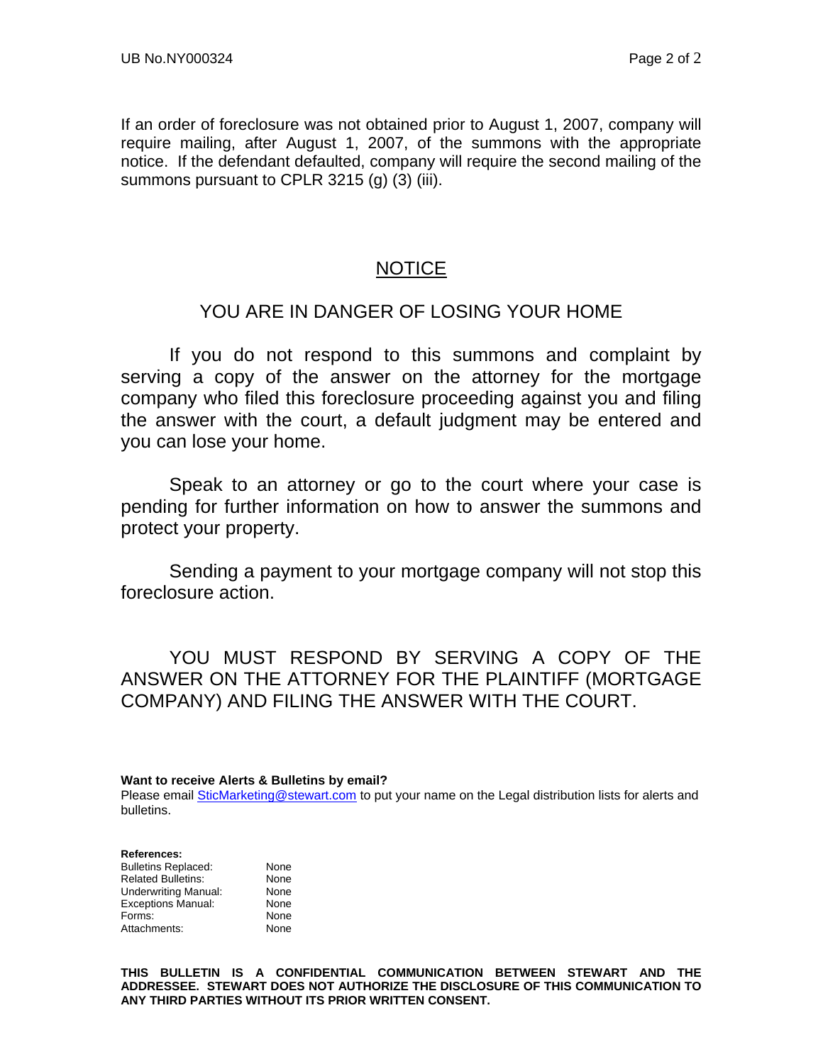If an order of foreclosure was not obtained prior to August 1, 2007, company will require mailing, after August 1, 2007, of the summons with the appropriate notice. If the defendant defaulted, company will require the second mailing of the summons pursuant to CPLR 3215 (g) (3) (iii).

## NOTICE

### YOU ARE IN DANGER OF LOSING YOUR HOME

If you do not respond to this summons and complaint by serving a copy of the answer on the attorney for the mortgage company who filed this foreclosure proceeding against you and filing the answer with the court, a default judgment may be entered and you can lose your home.

Speak to an attorney or go to the court where your case is pending for further information on how to answer the summons and protect your property.

Sending a payment to your mortgage company will not stop this foreclosure action.

YOU MUST RESPOND BY SERVING A COPY OF THE ANSWER ON THE ATTORNEY FOR THE PLAINTIFF (MORTGAGE COMPANY) AND FILING THE ANSWER WITH THE COURT.

**Want to receive Alerts & Bulletins by email?**
Please email SticMarketing@stewart.com to put your name on the Legal distribution lists for alerts and bulletins.

**References:**

| | |
|---|---|
| Bulletins Replaced: | None |
| Related Bulletins: | None |
| Underwriting Manual: | None |
| Exceptions Manual: | None |
| Forms: | None |
| Attachments: | None |

**THIS BULLETIN IS A CONFIDENTIAL COMMUNICATION BETWEEN STEWART AND THE ADDRESSEE. STEWART DOES NOT AUTHORIZE THE DISCLOSURE OF THIS COMMUNICATION TO ANY THIRD PARTIES WITHOUT ITS PRIOR WRITTEN CONSENT.**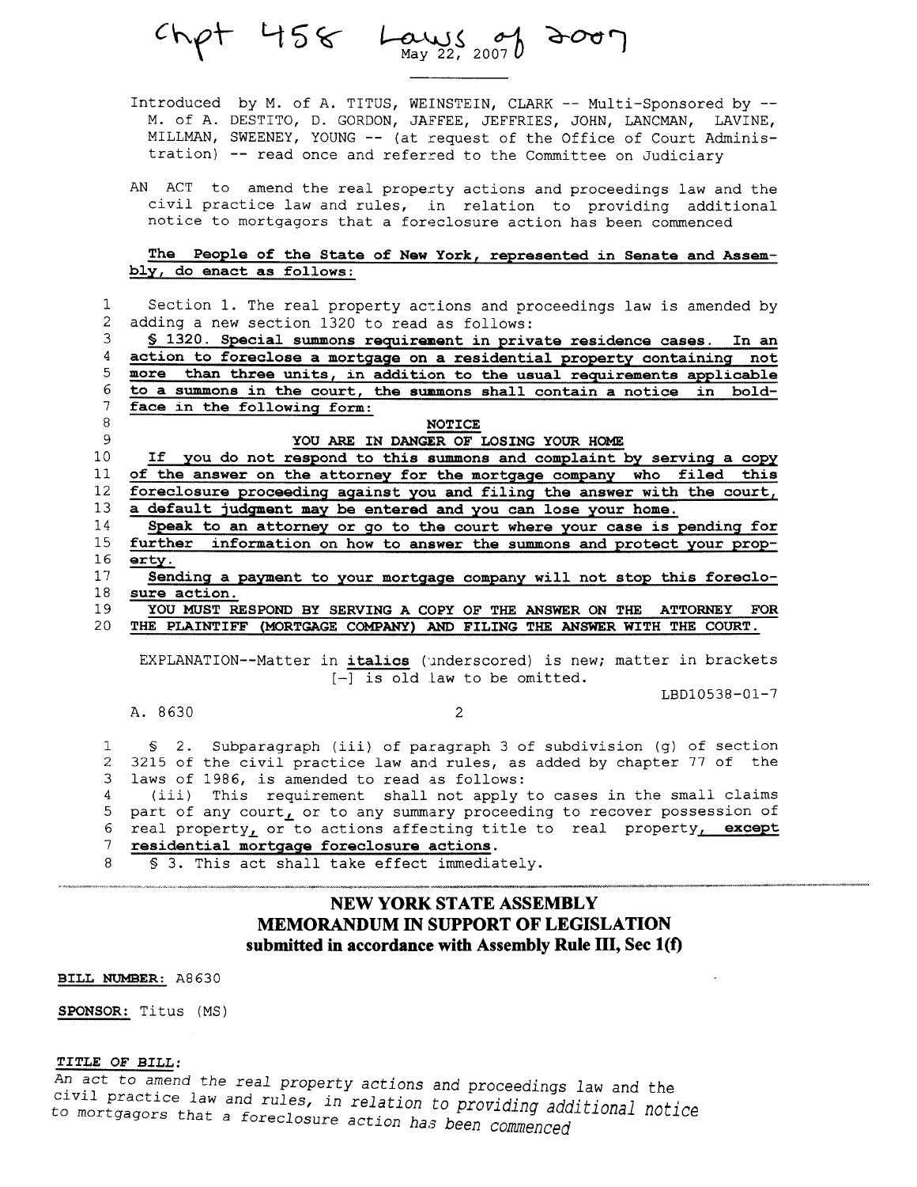Chpt 458 Laws of 2007

May 22, 2007

---

Introduced by M. of A. TITUS, WEINSTEIN, CLARK -- Multi-Sponsored by -- M. of A. DESTITO, D. GORDON, JAFFEE, JEFFRIES, JOHN, LANCMAN, LAVINE, MILLMAN, SWEENEY, YOUNG -- (at request of the Office of Court Administration) -- read once and referred to the Committee on Judiciary

AN ACT to amend the real property actions and proceedings law and the civil practice law and rules, in relation to providing additional notice to mortgagors that a foreclosure action has been commenced

**The People of the State of New York, represented in Senate and Assembly, do enact as follows:**

1 Section 1. The real property actions and proceedings law is amended by
2 adding a new section 1320 to read as follows:
3 **§ 1320. Special summons requirement in private residence cases.** In an
4 action to foreclose a mortgage on a residential property containing not
5 more than three units, in addition to the usual requirements applicable
6 to a summons in the court, the summons shall contain a notice in bold-
7 face in the following form:
8 **NOTICE**
9 **YOU ARE IN DANGER OF LOSING YOUR HOME**
10 **If you do not respond to this summons and complaint by serving a copy**
11 **of the answer on the attorney for the mortgage company who filed this**
12 **foreclosure proceeding against you and filing the answer with the court,**
13 **a default judgment may be entered and you can lose your home.**
14 **Speak to an attorney or go to the court where your case is pending for**
15 **further information on how to answer the summons and protect your prop-**
16 **erty.**
17 **Sending a payment to your mortgage company will not stop this foreclo-**
18 **sure action.**
19 **YOU MUST RESPOND BY SERVING A COPY OF THE ANSWER ON THE ATTORNEY FOR**
20 **THE PLAINTIFF (MORTGAGE COMPANY) AND FILING THE ANSWER WITH THE COURT.**

EXPLANATION--Matter in *italics* (underscored) is new; matter in brackets [-] is old law to be omitted.

LBD10538-01-7

A. 8630

1 § 2. Subparagraph (iii) of paragraph 3 of subdivision (g) of section
2 3215 of the civil practice law and rules, as added by chapter 77 of the
3 laws of 1986, is amended to read as follows:
4 (iii) This requirement shall not apply to cases in the small claims
5 part of any court, or to any summary proceeding to recover possession of
6 real property, or to actions affecting title to real property, except
7 residential mortgage foreclosure actions.
8 § 3. This act shall take effect immediately.

---

## NEW YORK STATE ASSEMBLY
## MEMORANDUM IN SUPPORT OF LEGISLATION
### submitted in accordance with Assembly Rule III, Sec 1(f)

**BILL NUMBER:** A8630

**SPONSOR:** Titus (MS)

**TITLE OF BILL:**
*An act to amend the real property actions and proceedings law and the civil practice law and rules, in relation to providing additional notice to mortgagors that a foreclosure action has been commenced*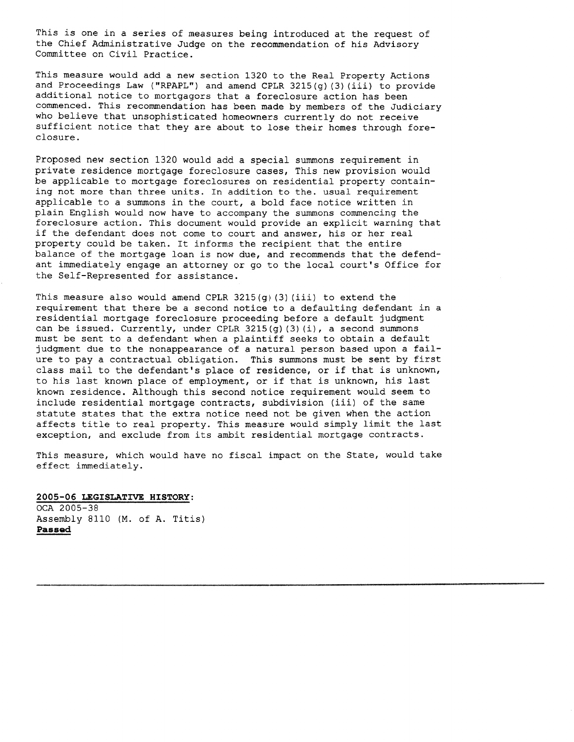This is one in a series of measures being introduced at the request of the Chief Administrative Judge on the recommendation of his Advisory Committee on Civil Practice.

This measure would add a new section 1320 to the Real Property Actions and Proceedings Law ("RPAPL") and amend CPLR 3215(g)(3)(iii) to provide additional notice to mortgagors that a foreclosure action has been commenced. This recommendation has been made by members of the Judiciary who believe that unsophisticated homeowners currently do not receive sufficient notice that they are about to lose their homes through foreclosure.

Proposed new section 1320 would add a special summons requirement in private residence mortgage foreclosure cases, This new provision would be applicable to mortgage foreclosures on residential property containing not more than three units. In addition to the. usual requirement applicable to a summons in the court, a bold face notice written in plain English would now have to accompany the summons commencing the foreclosure action. This document would provide an explicit warning that if the defendant does not come to court and answer, his or her real property could be taken. It informs the recipient that the entire balance of the mortgage loan is now due, and recommends that the defendant immediately engage an attorney or go to the local court's Office for the Self-Represented for assistance.

This measure also would amend CPLR 3215(g)(3)(iii) to extend the requirement that there be a second notice to a defaulting defendant in a residential mortgage foreclosure proceeding before a default judgment can be issued. Currently, under CPLR 3215(g)(3)(i), a second summons must be sent to a defendant when a plaintiff seeks to obtain a default judgment due to the nonappearance of a natural person based upon a failure to pay a contractual obligation. This summons must be sent by first class mail to the defendant's place of residence, or if that is unknown, to his last known place of employment, or if that is unknown, his last known residence. Although this second notice requirement would seem to include residential mortgage contracts, subdivision (iii) of the same statute states that the extra notice need not be given when the action affects title to real property. This measure would simply limit the last exception, and exclude from its ambit residential mortgage contracts.

This measure, which would have no fiscal impact on the State, would take effect immediately.

**2005-06 LEGISLATIVE HISTORY:**

OCA 2005-38

Assembly 8110 (M. of A. Titis)

**Passed**